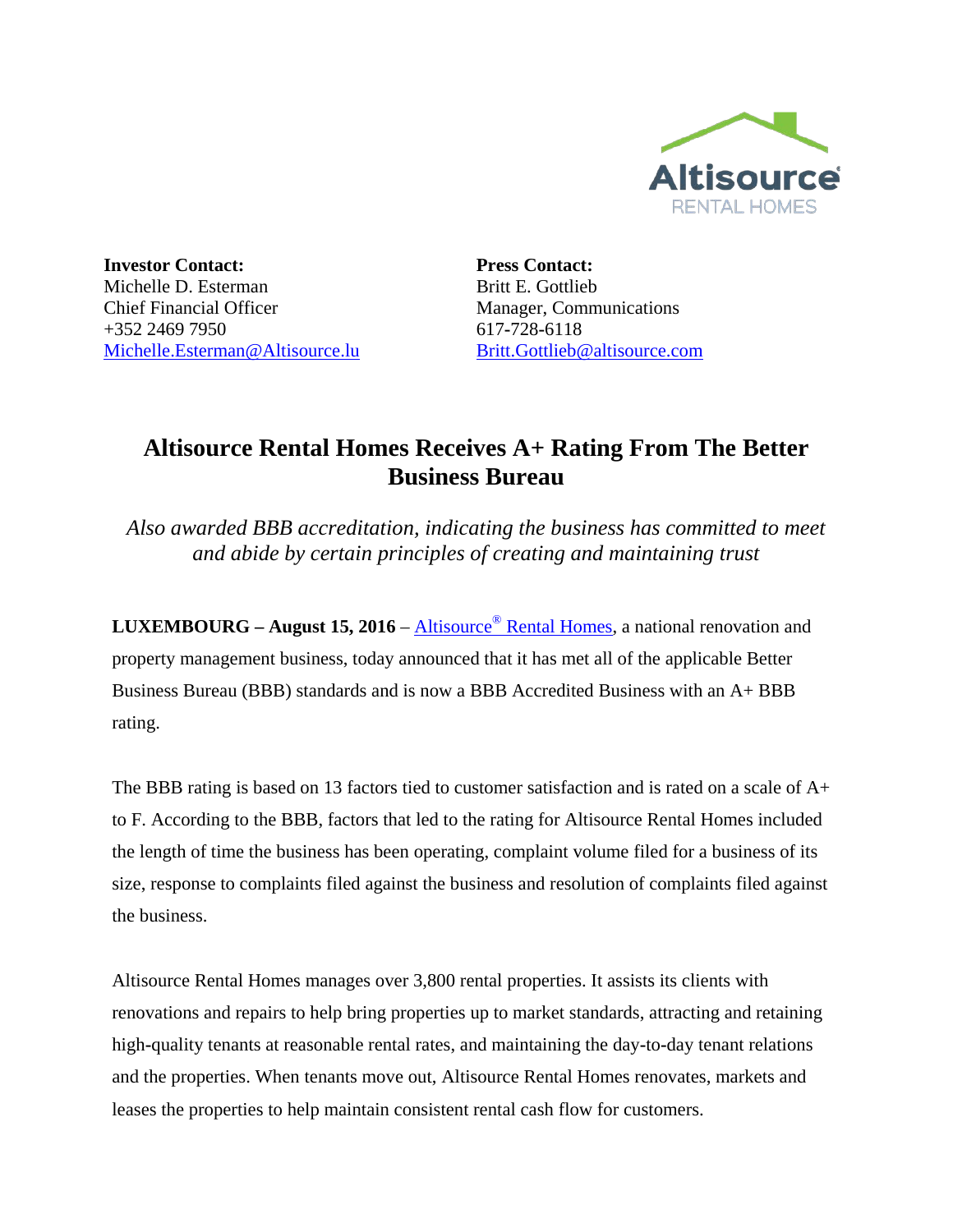Altisource®
RENTAL HOMES

**Investor Contact:**
Michelle D. Esterman
Chief Financial Officer
+352 2469 7950
Michelle.Esterman@Altisource.lu

**Press Contact:**
Britt E. Gottlieb
Manager, Communications
617-728-6118
Britt.Gottlieb@altisource.com

# Altisource Rental Homes Receives A+ Rating From The Better Business Bureau

*Also awarded BBB accreditation, indicating the business has committed to meet and abide by certain principles of creating and maintaining trust*

**LUXEMBOURG – August 15, 2016** – Altisource® Rental Homes, a national renovation and property management business, today announced that it has met all of the applicable Better Business Bureau (BBB) standards and is now a BBB Accredited Business with an A+ BBB rating.

The BBB rating is based on 13 factors tied to customer satisfaction and is rated on a scale of A+ to F. According to the BBB, factors that led to the rating for Altisource Rental Homes included the length of time the business has been operating, complaint volume filed for a business of its size, response to complaints filed against the business and resolution of complaints filed against the business.

Altisource Rental Homes manages over 3,800 rental properties. It assists its clients with renovations and repairs to help bring properties up to market standards, attracting and retaining high-quality tenants at reasonable rental rates, and maintaining the day-to-day tenant relations and the properties. When tenants move out, Altisource Rental Homes renovates, markets and leases the properties to help maintain consistent rental cash flow for customers.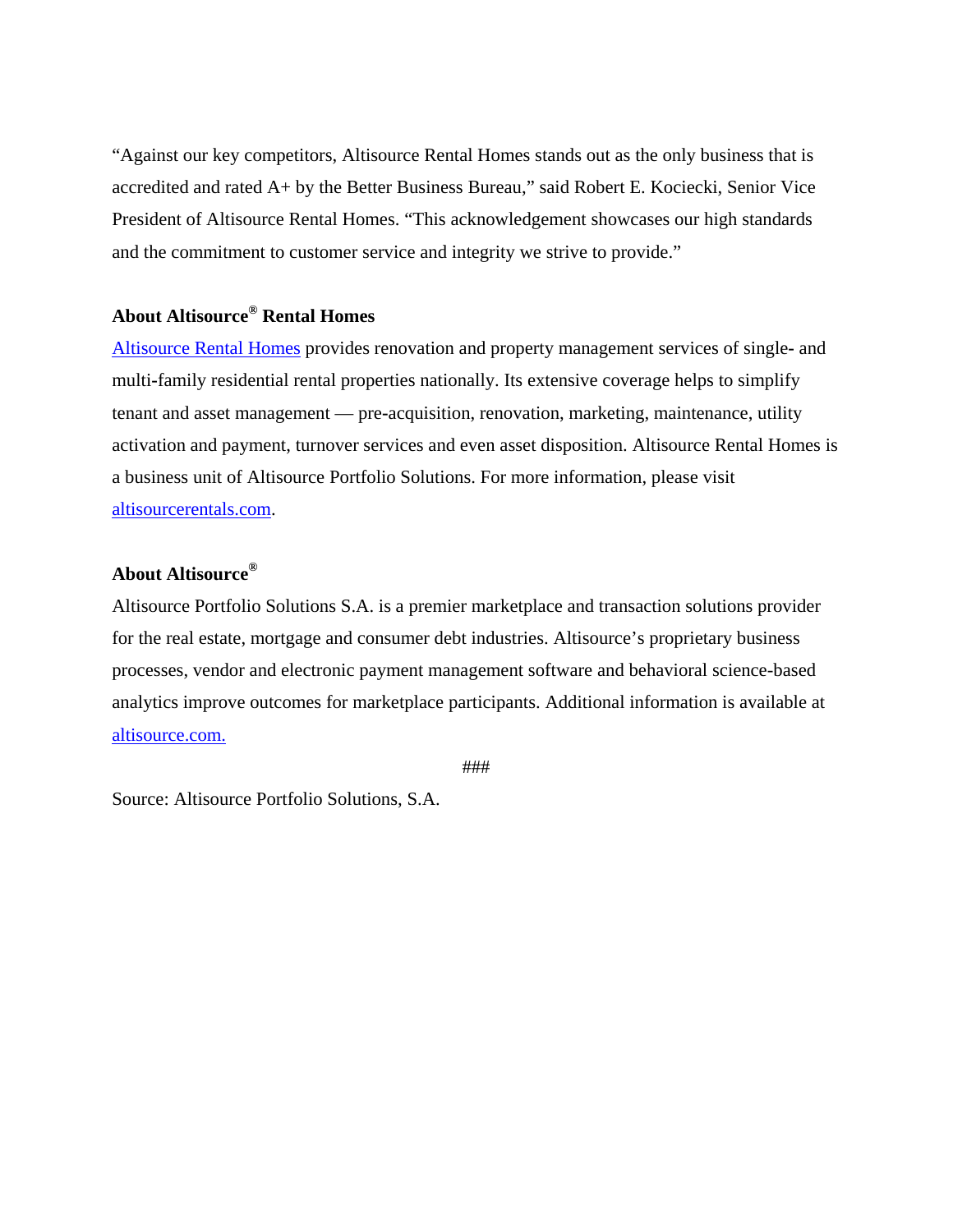"Against our key competitors, Altisource Rental Homes stands out as the only business that is accredited and rated A+ by the Better Business Bureau," said Robert E. Kociecki, Senior Vice President of Altisource Rental Homes. "This acknowledgement showcases our high standards and the commitment to customer service and integrity we strive to provide."

**About Altisource® Rental Homes**

Altisource Rental Homes provides renovation and property management services of single- and multi-family residential rental properties nationally. Its extensive coverage helps to simplify tenant and asset management — pre-acquisition, renovation, marketing, maintenance, utility activation and payment, turnover services and even asset disposition. Altisource Rental Homes is a business unit of Altisource Portfolio Solutions. For more information, please visit altisourcerentals.com.

**About Altisource®**

Altisource Portfolio Solutions S.A. is a premier marketplace and transaction solutions provider for the real estate, mortgage and consumer debt industries. Altisource's proprietary business processes, vendor and electronic payment management software and behavioral science-based analytics improve outcomes for marketplace participants. Additional information is available at altisource.com.

###

Source: Altisource Portfolio Solutions, S.A.